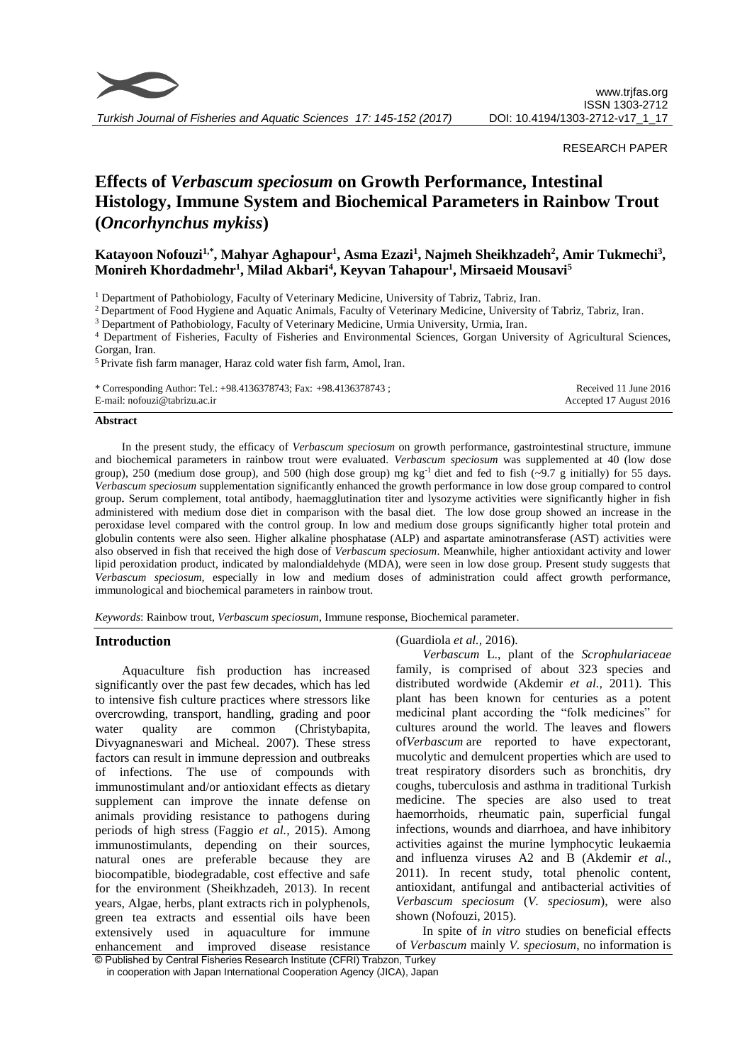RESEARCH PAPER

# Effects of *Verbascum speciosum* on Growth Performance, Intestinal Histology, Immune System and Biochemical Parameters in Rainbow Trout (*Oncorhynchus mykiss*)

**Katayoon Nofouzi[1,*], Mahyar Aghapour[1], Asma Ezazi[1], Najmeh Sheikhzadeh[2], Amir Tukmechi[3], Monireh Khordadmehr[1], Milad Akbari[4], Keyvan Tahapour[1], Mirsaeid Mousavi[5]**

[1] Department of Pathobiology, Faculty of Veterinary Medicine, University of Tabriz, Tabriz, Iran.
[2] Department of Food Hygiene and Aquatic Animals, Faculty of Veterinary Medicine, University of Tabriz, Tabriz, Iran.
[3] Department of Pathobiology, Faculty of Veterinary Medicine, Urmia University, Urmia, Iran.
[4] Department of Fisheries, Faculty of Fisheries and Environmental Sciences, Gorgan University of Agricultural Sciences, Gorgan, Iran.
[5] Private fish farm manager, Haraz cold water fish farm, Amol, Iran.

\* Corresponding Author: Tel.: +98.4136378743; Fax: +98.4136378743 ;
E-mail: nofouzi@tabrizu.ac.ir

Received 11 June 2016
Accepted 17 August 2016

## Abstract

In the present study, the efficacy of *Verbascum speciosum* on growth performance, gastrointestinal structure, immune and biochemical parameters in rainbow trout were evaluated. *Verbascum speciosum* was supplemented at 40 (low dose group), 250 (medium dose group), and 500 (high dose group) mg kg$^{-1}$ diet and fed to fish (~9.7 g initially) for 55 days. *Verbascum speciosum* supplementation significantly enhanced the growth performance in low dose group compared to control group**.** Serum complement, total antibody, haemagglutination titer and lysozyme activities were significantly higher in fish administered with medium dose diet in comparison with the basal diet. The low dose group showed an increase in the peroxidase level compared with the control group. In low and medium dose groups significantly higher total protein and globulin contents were also seen. Higher alkaline phosphatase (ALP) and aspartate aminotransferase (AST) activities were also observed in fish that received the high dose of *Verbascum speciosum*. Meanwhile, higher antioxidant activity and lower lipid peroxidation product, indicated by malondialdehyde (MDA), were seen in low dose group. Present study suggests that *Verbascum speciosum*, especially in low and medium doses of administration could affect growth performance, immunological and biochemical parameters in rainbow trout.

*Keywords*: Rainbow trout, *Verbascum speciosum*, Immune response, Biochemical parameter.

## Introduction

Aquaculture fish production has increased significantly over the past few decades, which has led to intensive fish culture practices where stressors like overcrowding, transport, handling, grading and poor water quality are common (Christybapita, Divyagnaneswari and Micheal. 2007). These stress factors can result in immune depression and outbreaks of infections. The use of compounds with immunostimulant and/or antioxidant effects as dietary supplement can improve the innate defense on animals providing resistance to pathogens during periods of high stress (Faggio *et al.,* 2015). Among immunostimulants, depending on their sources, natural ones are preferable because they are biocompatible, biodegradable, cost effective and safe for the environment (Sheikhzadeh, 2013). In recent years, Algae, herbs, plant extracts rich in polyphenols, green tea extracts and essential oils have been extensively used in aquaculture for immune enhancement and improved disease resistance (Guardiola *et al.,* 2016).

*Verbascum* L., plant of the *Scrophulariaceae* family, is comprised of about 323 species and distributed wordwide (Akdemir *et al.,* 2011). This plant has been known for centuries as a potent medicinal plant according the "folk medicines" for cultures around the world. The leaves and flowers of*Verbascum* are reported to have expectorant, mucolytic and demulcent properties which are used to treat respiratory disorders such as bronchitis, dry coughs, tuberculosis and asthma in traditional Turkish medicine. The species are also used to treat haemorrhoids, rheumatic pain, superficial fungal infections, wounds and diarrhoea, and have inhibitory activities against the murine lymphocytic leukaemia and influenza viruses A2 and B (Akdemir *et al.,* 2011). In recent study, total phenolic content, antioxidant, antifungal and antibacterial activities of *Verbascum speciosum* (*V. speciosum*), were also shown (Nofouzi, 2015).

In spite of *in vitro* studies on beneficial effects of *Verbascum* mainly *V. speciosum*, no information is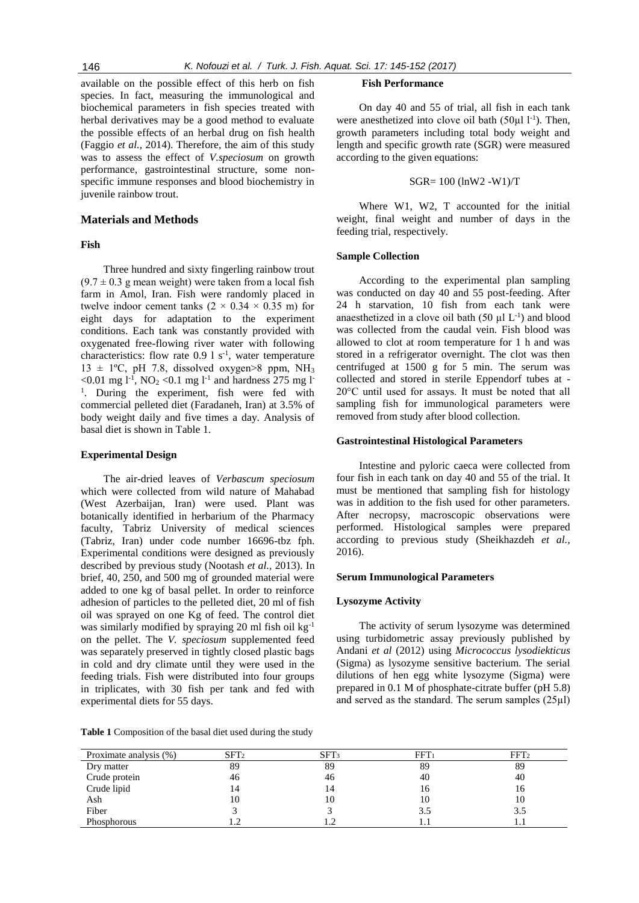available on the possible effect of this herb on fish species. In fact, measuring the immunological and biochemical parameters in fish species treated with herbal derivatives may be a good method to evaluate the possible effects of an herbal drug on fish health (Faggio *et al.*, 2014). Therefore, the aim of this study was to assess the effect of *V.speciosum* on growth performance, gastrointestinal structure, some non-specific immune responses and blood biochemistry in juvenile rainbow trout.

## Materials and Methods

### Fish

Three hundred and sixty fingerling rainbow trout ($9.7 \pm 0.3$ g mean weight) were taken from a local fish farm in Amol, Iran. Fish were randomly placed in twelve indoor cement tanks ($2 \times 0.34 \times 0.35$ m) for eight days for adaptation to the experiment conditions. Each tank was constantly provided with oxygenated free-flowing river water with following characteristics: flow rate 0.9 l $s^{-1}$, water temperature $13 \pm 1$ºC, pH 7.8, dissolved oxygen>8 ppm, $NH_3$ <0.01 mg $l^{-1}$, $NO_2$ <0.1 mg $l^{-1}$ and hardness 275 mg $l^{-1}$. During the experiment, fish were fed with commercial pelleted diet (Faradaneh, Iran) at 3.5% of body weight daily and five times a day. Analysis of basal diet is shown in Table 1.

### Experimental Design

The air-dried leaves of *Verbascum speciosum* which were collected from wild nature of Mahabad (West Azerbaijan, Iran) were used. Plant was botanically identified in herbarium of the Pharmacy faculty, Tabriz University of medical sciences (Tabriz, Iran) under code number 16696-tbz fph. Experimental conditions were designed as previously described by previous study (Nootash *et al.*, 2013). In brief, 40, 250, and 500 mg of grounded material were added to one kg of basal pellet. In order to reinforce adhesion of particles to the pelleted diet, 20 ml of fish oil was sprayed on one Kg of feed. The control diet was similarly modified by spraying 20 ml fish oil $kg^{-1}$ on the pellet. The *V. speciosum* supplemented feed was separately preserved in tightly closed plastic bags in cold and dry climate until they were used in the feeding trials. Fish were distributed into four groups in triplicates, with 30 fish per tank and fed with experimental diets for 55 days.

### Fish Performance

On day 40 and 55 of trial, all fish in each tank were anesthetized into clove oil bath (50μl $l^{-1}$). Then, growth parameters including total body weight and length and specific growth rate (SGR) were measured according to the given equations:

$$SGR= 100\ (\ln W2 - W1)/T$$

Where W1, W2, T accounted for the initial weight, final weight and number of days in the feeding trial, respectively.

### Sample Collection

According to the experimental plan sampling was conducted on day 40 and 55 post-feeding. After 24 h starvation, 10 fish from each tank were anaesthetized in a clove oil bath (50 µl $L^{-1}$) and blood was collected from the caudal vein. Fish blood was allowed to clot at room temperature for 1 h and was stored in a refrigerator overnight. The clot was then centrifuged at 1500 g for 5 min. The serum was collected and stored in sterile Eppendorf tubes at -20°C until used for assays. It must be noted that all sampling fish for immunological parameters were removed from study after blood collection.

### Gastrointestinal Histological Parameters

Intestine and pyloric caeca were collected from four fish in each tank on day 40 and 55 of the trial. It must be mentioned that sampling fish for histology was in addition to the fish used for other parameters. After necropsy, macroscopic observations were performed. Histological samples were prepared according to previous study (Sheikhazdeh *et al.*, 2016).

### Serum Immunological Parameters

### Lysozyme Activity

The activity of serum lysozyme was determined using turbidometric assay previously published by Andani *et al* (2012) using *Micrococcus lysodiekticus* (Sigma) as lysozyme sensitive bacterium. The serial dilutions of hen egg white lysozyme (Sigma) were prepared in 0.1 M of phosphate-citrate buffer (pH 5.8) and served as the standard. The serum samples (25µl)

**Table 1** Composition of the basal diet used during the study

| Proximate analysis (%) | $SFT_2$ | $SFT_3$ | $FFT_1$ | $FFT_2$ |
|---|---|---|---|---|
| Dry matter | 89 | 89 | 89 | 89 |
| Crude protein | 46 | 46 | 40 | 40 |
| Crude lipid | 14 | 14 | 16 | 16 |
| Ash | 10 | 10 | 10 | 10 |
| Fiber | 3 | 3 | 3.5 | 3.5 |
| Phosphorous | 1.2 | 1.2 | 1.1 | 1.1 |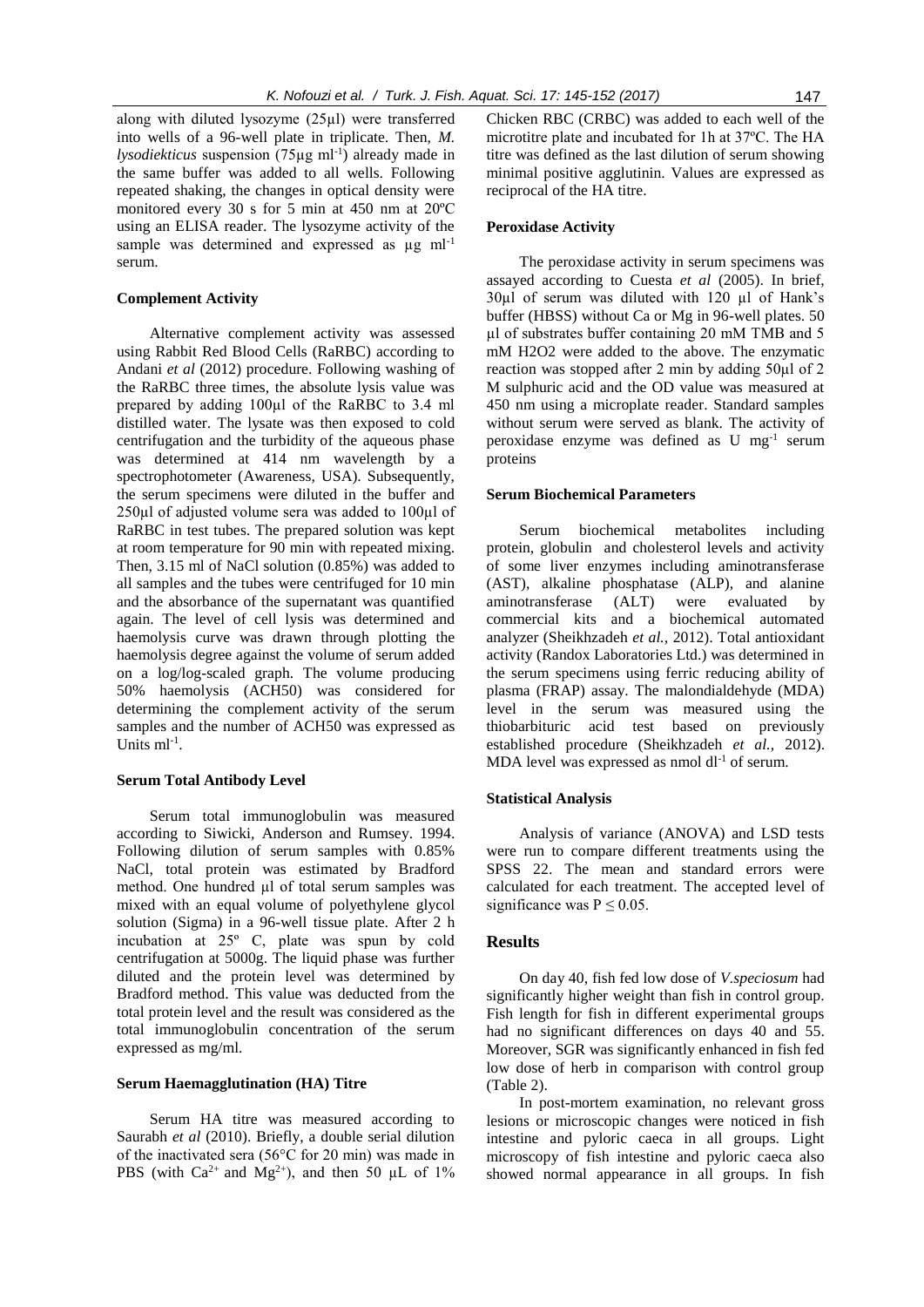along with diluted lysozyme (25µl) were transferred into wells of a 96-well plate in triplicate. Then, *M. lysodiekticus* suspension (75µg ml$^{-1}$) already made in the same buffer was added to all wells. Following repeated shaking, the changes in optical density were monitored every 30 s for 5 min at 450 nm at 20ºC using an ELISA reader. The lysozyme activity of the sample was determined and expressed as µg ml$^{-1}$ serum.

#### Complement Activity

Alternative complement activity was assessed using Rabbit Red Blood Cells (RaRBC) according to Andani *et al* (2012) procedure. Following washing of the RaRBC three times, the absolute lysis value was prepared by adding 100µl of the RaRBC to 3.4 ml distilled water. The lysate was then exposed to cold centrifugation and the turbidity of the aqueous phase was determined at 414 nm wavelength by a spectrophotometer (Awareness, USA). Subsequently, the serum specimens were diluted in the buffer and 250µl of adjusted volume sera was added to 100µl of RaRBC in test tubes. The prepared solution was kept at room temperature for 90 min with repeated mixing. Then, 3.15 ml of NaCl solution (0.85%) was added to all samples and the tubes were centrifuged for 10 min and the absorbance of the supernatant was quantified again. The level of cell lysis was determined and haemolysis curve was drawn through plotting the haemolysis degree against the volume of serum added on a log/log-scaled graph. The volume producing 50% haemolysis (ACH50) was considered for determining the complement activity of the serum samples and the number of ACH50 was expressed as Units ml$^{-1}$.

#### Serum Total Antibody Level

Serum total immunoglobulin was measured according to Siwicki, Anderson and Rumsey. 1994. Following dilution of serum samples with 0.85% NaCl, total protein was estimated by Bradford method. One hundred µl of total serum samples was mixed with an equal volume of polyethylene glycol solution (Sigma) in a 96-well tissue plate. After 2 h incubation at 25º C, plate was spun by cold centrifugation at 5000g. The liquid phase was further diluted and the protein level was determined by Bradford method. This value was deducted from the total protein level and the result was considered as the total immunoglobulin concentration of the serum expressed as mg/ml.

#### Serum Haemagglutination (HA) Titre

Serum HA titre was measured according to Saurabh *et al* (2010). Briefly, a double serial dilution of the inactivated sera (56°C for 20 min) was made in PBS (with $Ca^{2+}$ and $Mg^{2+}$), and then 50 µL of 1% Chicken RBC (CRBC) was added to each well of the microtitre plate and incubated for 1h at 37ºC. The HA titre was defined as the last dilution of serum showing minimal positive agglutinin. Values are expressed as reciprocal of the HA titre.

#### Peroxidase Activity

The peroxidase activity in serum specimens was assayed according to Cuesta *et al* (2005). In brief, 30µl of serum was diluted with 120 µl of Hank's buffer (HBSS) without Ca or Mg in 96-well plates. 50 µl of substrates buffer containing 20 mM TMB and 5 mM H2O2 were added to the above. The enzymatic reaction was stopped after 2 min by adding 50µl of 2 M sulphuric acid and the OD value was measured at 450 nm using a microplate reader. Standard samples without serum were served as blank. The activity of peroxidase enzyme was defined as U mg$^{-1}$ serum proteins

#### Serum Biochemical Parameters

Serum biochemical metabolites including protein, globulin and cholesterol levels and activity of some liver enzymes including aminotransferase (AST), alkaline phosphatase (ALP), and alanine aminotransferase (ALT) were evaluated by commercial kits and a biochemical automated analyzer (Sheikhzadeh *et al.,* 2012). Total antioxidant activity (Randox Laboratories Ltd.) was determined in the serum specimens using ferric reducing ability of plasma (FRAP) assay. The malondialdehyde (MDA) level in the serum was measured using the thiobarbituric acid test based on previously established procedure (Sheikhzadeh *et al.,* 2012). MDA level was expressed as nmol dl$^{-1}$ of serum.

#### Statistical Analysis

Analysis of variance (ANOVA) and LSD tests were run to compare different treatments using the SPSS 22. The mean and standard errors were calculated for each treatment. The accepted level of significance was $P \leq 0.05$.

## Results

On day 40, fish fed low dose of *V.speciosum* had significantly higher weight than fish in control group. Fish length for fish in different experimental groups had no significant differences on days 40 and 55. Moreover, SGR was significantly enhanced in fish fed low dose of herb in comparison with control group (Table 2).

In post-mortem examination, no relevant gross lesions or microscopic changes were noticed in fish intestine and pyloric caeca in all groups. Light microscopy of fish intestine and pyloric caeca also showed normal appearance in all groups. In fish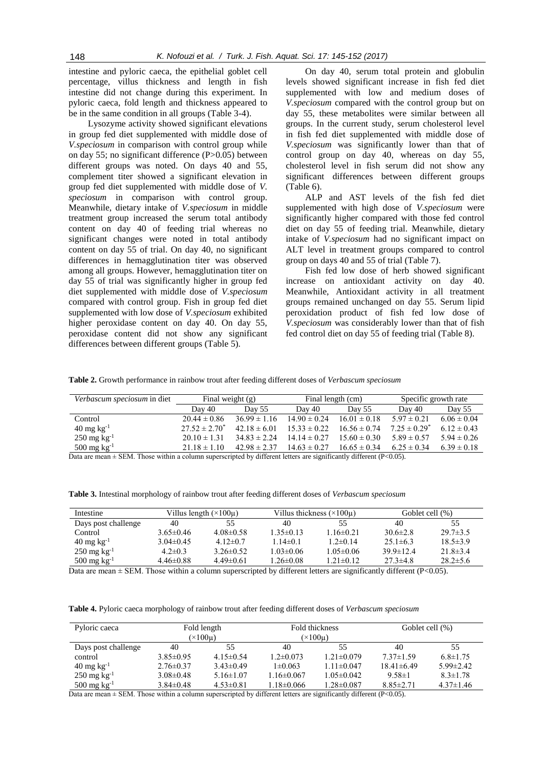intestine and pyloric caeca, the epithelial goblet cell percentage, villus thickness and length in fish intestine did not change during this experiment. In pyloric caeca, fold length and thickness appeared to be in the same condition in all groups (Table 3-4).

Lysozyme activity showed significant elevations in group fed diet supplemented with middle dose of *V.speciosum* in comparison with control group while on day 55; no significant difference (P>0.05) between different groups was noted. On days 40 and 55, complement titer showed a significant elevation in group fed diet supplemented with middle dose of *V. speciosum* in comparison with control group. Meanwhile, dietary intake of *V.speciosum* in middle treatment group increased the serum total antibody content on day 40 of feeding trial whereas no significant changes were noted in total antibody content on day 55 of trial. On day 40, no significant differences in hemagglutination titer was observed among all groups. However, hemagglutination titer on day 55 of trial was significantly higher in group fed diet supplemented with middle dose of *V.speciosum* compared with control group. Fish in group fed diet supplemented with low dose of *V.speciosum* exhibited higher peroxidase content on day 40. On day 55, peroxidase content did not show any significant differences between different groups (Table 5).

On day 40, serum total protein and globulin levels showed significant increase in fish fed diet supplemented with low and medium doses of *V.speciosum* compared with the control group but on day 55, these metabolites were similar between all groups. In the current study, serum cholesterol level in fish fed diet supplemented with middle dose of *V.speciosum* was significantly lower than that of control group on day 40, whereas on day 55, cholesterol level in fish serum did not show any significant differences between different groups (Table 6).

ALP and AST levels of the fish fed diet supplemented with high dose of *V.speciosum* were significantly higher compared with those fed control diet on day 55 of feeding trial. Meanwhile, dietary intake of *V.speciosum* had no significant impact on ALT level in treatment groups compared to control group on days 40 and 55 of trial (Table 7).

Fish fed low dose of herb showed significant increase on antioxidant activity on day 40. Meanwhile, Antioxidant activity in all treatment groups remained unchanged on day 55. Serum lipid peroxidation product of fish fed low dose of *V.speciosum* was considerably lower than that of fish fed control diet on day 55 of feeding trial (Table 8).

**Table 2.** Growth performance in rainbow trout after feeding different doses of *Verbascum speciosum*

| *Verbascum speciosum* in diet | Final weight (g) | | Final length (cm) | | Specific growth rate | |
|---|---|---|---|---|---|---|
| | Day 40 | Day 55 | Day 40 | Day 55 | Day 40 | Day 55 |
| Control | 20.44 ± 0.86 | 36.99 ± 1.16 | 14.90 ± 0.24 | 16.01 ± 0.18 | 5.97 ± 0.21 | 6.06 ± 0.04 |
| 40 mg $kg^{-1}$ | 27.52 ± 2.70* | 42.18 ± 6.01 | 15.33 ± 0.22 | 16.56 ± 0.74 | 7.25 ± 0.29* | 6.12 ± 0.43 |
| 250 mg $kg^{-1}$ | 20.10 ± 1.31 | 34.83 ± 2.24 | 14.14 ± 0.27 | 15.60 ± 0.30 | 5.89 ± 0.57 | 5.94 ± 0.26 |
| 500 mg $kg^{-1}$ | 21.18 ± 1.10 | 42.98 ± 2.37 | 14.63 ± 0.27 | 16.65 ± 0.34 | 6.25 ± 0.34 | 6.39 ± 0.18 |

Data are mean ± SEM. Those within a column superscripted by different letters are significantly different (P<0.05).

**Table 3.** Intestinal morphology of rainbow trout after feeding different doses of *Verbascum speciosum*

| Intestine | Villus length (×100μ) | | Villus thickness (×100μ) | | Goblet cell (%) | |
|---|---|---|---|---|---|---|
| Days post challenge | 40 | 55 | 40 | 55 | 40 | 55 |
| Control | 3.65±0.46 | 4.08±0.58 | 1.35±0.13 | 1.16±0.21 | 30.6±2.8 | 29.7±3.5 |
| 40 mg $kg^{-1}$ | 3.04±0.45 | 4.12±0.7 | 1.14±0.1 | 1.2±0.14 | 25.1±6.3 | 18.5±3.9 |
| 250 mg $kg^{-1}$ | 4.2±0.3 | 3.26±0.52 | 1.03±0.06 | 1.05±0.06 | 39.9±12.4 | 21.8±3.4 |
| 500 mg $kg^{-1}$ | 4.46±0.88 | 4.49±0.61 | 1.26±0.08 | 1.21±0.12 | 27.3±4.8 | 28.2±5.6 |

Data are mean ± SEM. Those within a column superscripted by different letters are significantly different (P<0.05).

**Table 4.** Pyloric caeca morphology of rainbow trout after feeding different doses of *Verbascum speciosum*

| Pyloric caeca | Fold length (×100μ) | | Fold thickness (×100μ) | | Goblet cell (%) | |
|---|---|---|---|---|---|---|
| Days post challenge | 40 | 55 | 40 | 55 | 40 | 55 |
| control | 3.85±0.95 | 4.15±0.54 | 1.2±0.073 | 1.21±0.079 | 7.37±1.59 | 6.8±1.75 |
| 40 mg $kg^{-1}$ | 2.76±0.37 | 3.43±0.49 | 1±0.063 | 1.11±0.047 | 18.41±6.49 | 5.99±2.42 |
| 250 mg $kg^{-1}$ | 3.08±0.48 | 5.16±1.07 | 1.16±0.067 | 1.05±0.042 | 9.58±1 | 8.3±1.78 |
| 500 mg $kg^{-1}$ | 3.84±0.48 | 4.53±0.81 | 1.18±0.066 | 1.28±0.087 | 8.85±2.71 | 4.37±1.46 |

Data are mean ± SEM. Those within a column superscripted by different letters are significantly different (P<0.05).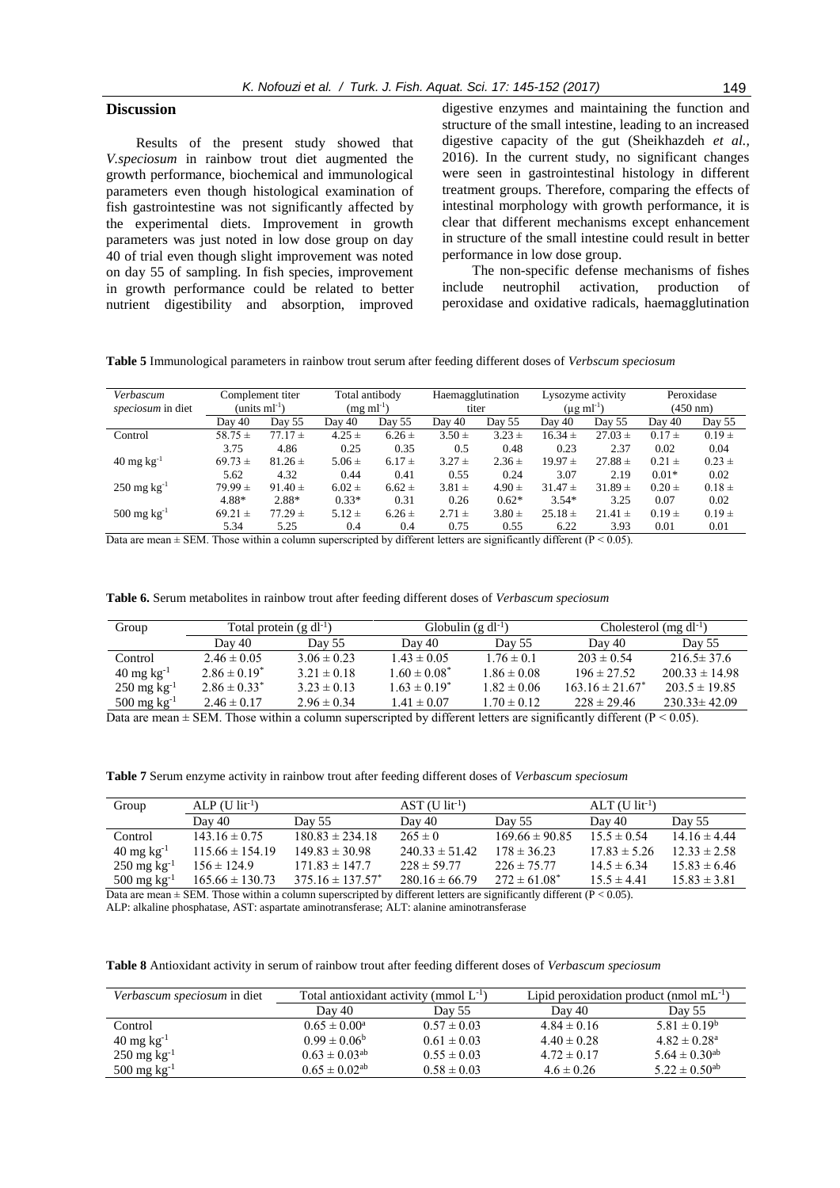## Discussion

Results of the present study showed that *V.speciosum* in rainbow trout diet augmented the growth performance, biochemical and immunological parameters even though histological examination of fish gastrointestine was not significantly affected by the experimental diets. Improvement in growth parameters was just noted in low dose group on day 40 of trial even though slight improvement was noted on day 55 of sampling. In fish species, improvement in growth performance could be related to better nutrient digestibility and absorption, improved digestive enzymes and maintaining the function and structure of the small intestine, leading to an increased digestive capacity of the gut (Sheikhazdeh *et al.,* 2016). In the current study, no significant changes were seen in gastrointestinal histology in different treatment groups. Therefore, comparing the effects of intestinal morphology with growth performance, it is clear that different mechanisms except enhancement in structure of the small intestine could result in better performance in low dose group.

The non-specific defense mechanisms of fishes include neutrophil activation, production of peroxidase and oxidative radicals, haemagglutination

**Table 5** Immunological parameters in rainbow trout serum after feeding different doses of *Verbscum speciosum*

| *Verbascum speciosum* in diet | Complement titer (units $ml^{-1}$) | | Total antibody (mg $ml^{-1}$) | | Haemagglutination titer | | Lysozyme activity (µg $ml^{-1}$) | | Peroxidase (450 nm) | |
|---|---|---|---|---|---|---|---|---|---|---|
| | Day 40 | Day 55 | Day 40 | Day 55 | Day 40 | Day 55 | Day 40 | Day 55 | Day 40 | Day 55 |
| Control | 58.75 ± 3.75 | 77.17 ± 4.86 | 4.25 ± 0.25 | 6.26 ± 0.35 | 3.50 ± 0.5 | 3.23 ± 0.48 | 16.34 ± 0.23 | 27.03 ± 2.37 | 0.17 ± 0.02 | 0.19 ± 0.04 |
| 40 mg $kg^{-1}$ | 69.73 ± 5.62 | 81.26 ± 4.32 | 5.06 ± 0.44 | 6.17 ± 0.41 | 3.27 ± 0.55 | 2.36 ± 0.24 | 19.97 ± 3.07 | 27.88 ± 2.19 | 0.21 ± 0.01* | 0.23 ± 0.02 |
| 250 mg $kg^{-1}$ | 79.99 ± 4.88* | 91.40 ± 2.88* | 6.02 ± 0.33* | 6.62 ± 0.31 | 3.81 ± 0.26 | 4.90 ± 0.62* | 31.47 ± 3.54* | 31.89 ± 3.25 | 0.20 ± 0.07 | 0.18 ± 0.02 |
| 500 mg $kg^{-1}$ | 69.21 ± 5.34 | 77.29 ± 5.25 | 5.12 ± 0.4 | 6.26 ± 0.4 | 2.71 ± 0.75 | 3.80 ± 0.55 | 25.18 ± 6.22 | 21.41 ± 3.93 | 0.19 ± 0.01 | 0.19 ± 0.01 |

Data are mean ± SEM. Those within a column superscripted by different letters are significantly different ($P < 0.05$).

**Table 6.** Serum metabolites in rainbow trout after feeding different doses of *Verbascum speciosum*

| Group | Total protein (g $dl^{-1}$) | | Globulin (g $dl^{-1}$) | | Cholesterol (mg $dl^{-1}$) | |
|---|---|---|---|---|---|---|
| | Day 40 | Day 55 | Day 40 | Day 55 | Day 40 | Day 55 |
| Control | 2.46 ± 0.05 | 3.06 ± 0.23 | 1.43 ± 0.05 | 1.76 ± 0.1 | 203 ± 0.54 | 216.5± 37.6 |
| 40 mg $kg^{-1}$ | 2.86 ± 0.19* | 3.21 ± 0.18 | 1.60 ± 0.08* | 1.86 ± 0.08 | 196 ± 27.52 | 200.33 ± 14.98 |
| 250 mg $kg^{-1}$ | 2.86 ± 0.33* | 3.23 ± 0.13 | 1.63 ± 0.19* | 1.82 ± 0.06 | 163.16 ± 21.67* | 203.5 ± 19.85 |
| 500 mg $kg^{-1}$ | 2.46 ± 0.17 | 2.96 ± 0.34 | 1.41 ± 0.07 | 1.70 ± 0.12 | 228 ± 29.46 | 230.33± 42.09 |

Data are mean ± SEM. Those within a column superscripted by different letters are significantly different ($P < 0.05$).

**Table 7** Serum enzyme activity in rainbow trout after feeding different doses of *Verbascum speciosum*

| Group | ALP (U $lit^{-1}$) | | AST (U $lit^{-1}$) | | ALT (U $lit^{-1}$) | |
|---|---|---|---|---|---|---|
| | Day 40 | Day 55 | Day 40 | Day 55 | Day 40 | Day 55 |
| Control | 143.16 ± 0.75 | 180.83 ± 234.18 | 265 ± 0 | 169.66 ± 90.85 | 15.5 ± 0.54 | 14.16 ± 4.44 |
| 40 mg $kg^{-1}$ | 115.66 ± 154.19 | 149.83 ± 30.98 | 240.33 ± 51.42 | 178 ± 36.23 | 17.83 ± 5.26 | 12.33 ± 2.58 |
| 250 mg $kg^{-1}$ | 156 ± 124.9 | 171.83 ± 147.7 | 228 ± 59.77 | 226 ± 75.77 | 14.5 ± 6.34 | 15.83 ± 6.46 |
| 500 mg $kg^{-1}$ | 165.66 ± 130.73 | 375.16 ± 137.57* | 280.16 ± 66.79 | 272 ± 61.08* | 15.5 ± 4.41 | 15.83 ± 3.81 |

Data are mean ± SEM. Those within a column superscripted by different letters are significantly different ($P < 0.05$).
ALP: alkaline phosphatase, AST: aspartate aminotransferase; ALT: alanine aminotransferase

**Table 8** Antioxidant activity in serum of rainbow trout after feeding different doses of *Verbascum speciosum*

| *Verbascum speciosum* in diet | Total antioxidant activity (mmol $L^{-1}$) | | Lipid peroxidation product (nmol $mL^{-1}$) | |
|---|---|---|---|---|
| | Day 40 | Day 55 | Day 40 | Day 55 |
| Control | $0.65 \pm 0.00^{a}$ | 0.57 ± 0.03 | 4.84 ± 0.16 | $5.81 \pm 0.19^{b}$ |
| 40 mg $kg^{-1}$ | $0.99 \pm 0.06^{b}$ | 0.61 ± 0.03 | 4.40 ± 0.28 | $4.82 \pm 0.28^{a}$ |
| 250 mg $kg^{-1}$ | $0.63 \pm 0.03^{ab}$ | 0.55 ± 0.03 | 4.72 ± 0.17 | $5.64 \pm 0.30^{ab}$ |
| 500 mg $kg^{-1}$ | $0.65 \pm 0.02^{ab}$ | 0.58 ± 0.03 | 4.6 ± 0.26 | $5.22 \pm 0.50^{ab}$ |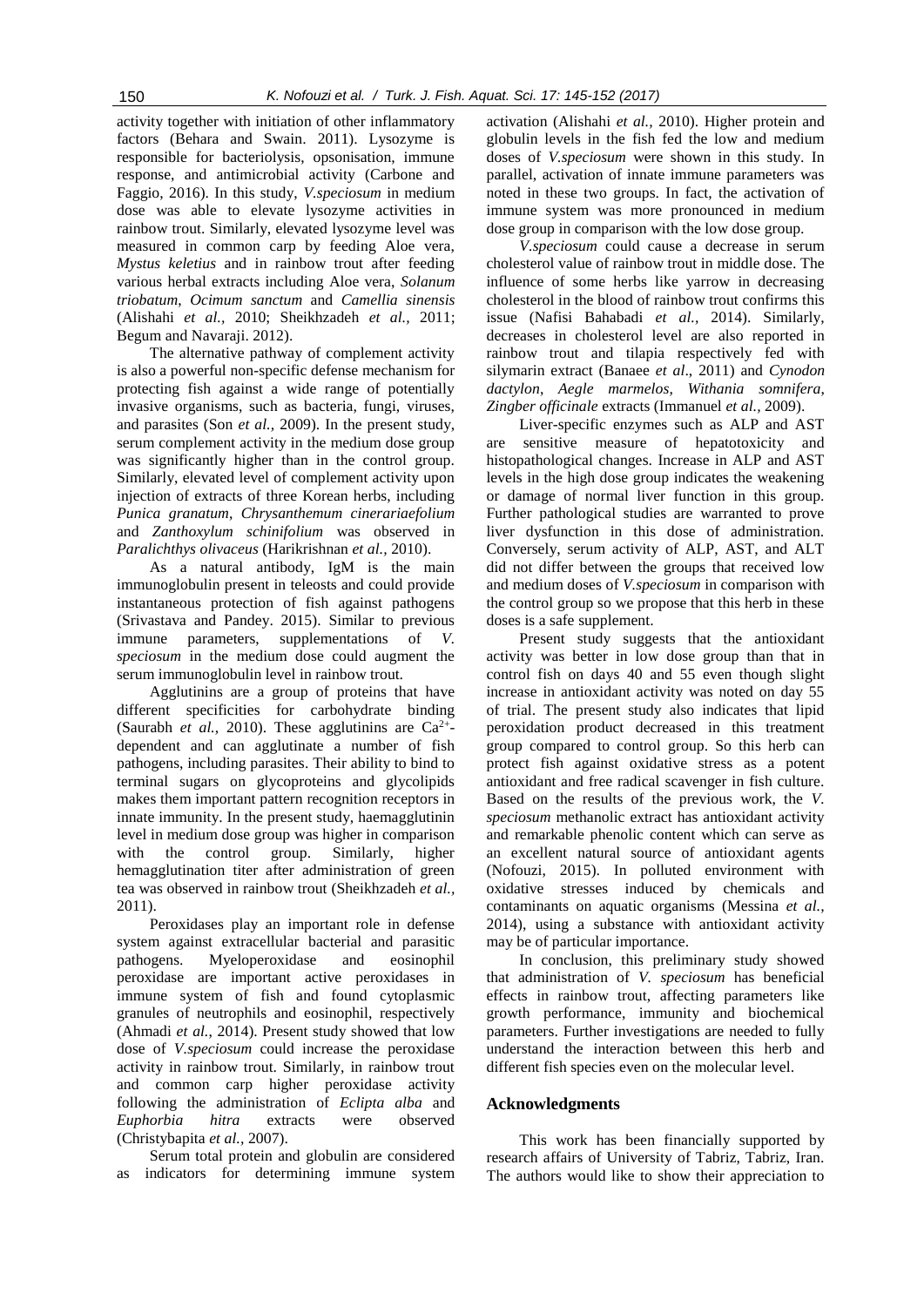activity together with initiation of other inflammatory factors (Behara and Swain. 2011). Lysozyme is responsible for bacteriolysis, opsonisation, immune response, and antimicrobial activity (Carbone and Faggio, 2016). In this study, *V.speciosum* in medium dose was able to elevate lysozyme activities in rainbow trout. Similarly, elevated lysozyme level was measured in common carp by feeding Aloe vera, *Mystus keletius* and in rainbow trout after feeding various herbal extracts including Aloe vera, *Solanum triobatum*, *Ocimum sanctum* and *Camellia sinensis* (Alishahi *et al.*, 2010; Sheikhzadeh *et al.*, 2011; Begum and Navaraji. 2012).

The alternative pathway of complement activity is also a powerful non-specific defense mechanism for protecting fish against a wide range of potentially invasive organisms, such as bacteria, fungi, viruses, and parasites (Son *et al.*, 2009). In the present study, serum complement activity in the medium dose group was significantly higher than in the control group. Similarly, elevated level of complement activity upon injection of extracts of three Korean herbs, including *Punica granatum*, *Chrysanthemum cinerariaefolium* and *Zanthoxylum schinifolium* was observed in *Paralichthys olivaceus* (Harikrishnan *et al.*, 2010).

As a natural antibody, IgM is the main immunoglobulin present in teleosts and could provide instantaneous protection of fish against pathogens (Srivastava and Pandey. 2015). Similar to previous immune parameters, supplementations of *V. speciosum* in the medium dose could augment the serum immunoglobulin level in rainbow trout.

Agglutinins are a group of proteins that have different specificities for carbohydrate binding (Saurabh *et al.*, 2010). These agglutinins are $Ca^{2+}$-dependent and can agglutinate a number of fish pathogens, including parasites. Their ability to bind to terminal sugars on glycoproteins and glycolipids makes them important pattern recognition receptors in innate immunity. In the present study, haemagglutinin level in medium dose group was higher in comparison with the control group. Similarly, higher hemagglutination titer after administration of green tea was observed in rainbow trout (Sheikhzadeh *et al.*, 2011).

Peroxidases play an important role in defense system against extracellular bacterial and parasitic pathogens. Myeloperoxidase and eosinophil peroxidase are important active peroxidases in immune system of fish and found cytoplasmic granules of neutrophils and eosinophil, respectively (Ahmadi *et al.*, 2014). Present study showed that low dose of *V.speciosum* could increase the peroxidase activity in rainbow trout. Similarly, in rainbow trout and common carp higher peroxidase activity following the administration of *Eclipta alba* and *Euphorbia hitra* extracts were observed (Christybapita *et al.*, 2007).

Serum total protein and globulin are considered as indicators for determining immune system activation (Alishahi *et al.*, 2010). Higher protein and globulin levels in the fish fed the low and medium doses of *V.speciosum* were shown in this study. In parallel, activation of innate immune parameters was noted in these two groups. In fact, the activation of immune system was more pronounced in medium dose group in comparison with the low dose group.

*V.speciosum* could cause a decrease in serum cholesterol value of rainbow trout in middle dose. The influence of some herbs like yarrow in decreasing cholesterol in the blood of rainbow trout confirms this issue (Nafisi Bahabadi *et al.*, 2014). Similarly, decreases in cholesterol level are also reported in rainbow trout and tilapia respectively fed with silymarin extract (Banaee *et al*., 2011) and *Cynodon dactylon*, *Aegle marmelos*, *Withania somnifera*, *Zingber officinale* extracts (Immanuel *et al.*, 2009).

Liver-specific enzymes such as ALP and AST are sensitive measure of hepatotoxicity and histopathological changes. Increase in ALP and AST levels in the high dose group indicates the weakening or damage of normal liver function in this group. Further pathological studies are warranted to prove liver dysfunction in this dose of administration. Conversely, serum activity of ALP, AST, and ALT did not differ between the groups that received low and medium doses of *V.speciosum* in comparison with the control group so we propose that this herb in these doses is a safe supplement.

Present study suggests that the antioxidant activity was better in low dose group than that in control fish on days 40 and 55 even though slight increase in antioxidant activity was noted on day 55 of trial. The present study also indicates that lipid peroxidation product decreased in this treatment group compared to control group. So this herb can protect fish against oxidative stress as a potent antioxidant and free radical scavenger in fish culture. Based on the results of the previous work, the *V. speciosum* methanolic extract has antioxidant activity and remarkable phenolic content which can serve as an excellent natural source of antioxidant agents (Nofouzi, 2015). In polluted environment with oxidative stresses induced by chemicals and contaminants on aquatic organisms (Messina *et al.*, 2014), using a substance with antioxidant activity may be of particular importance.

In conclusion, this preliminary study showed that administration of *V. speciosum* has beneficial effects in rainbow trout, affecting parameters like growth performance, immunity and biochemical parameters. Further investigations are needed to fully understand the interaction between this herb and different fish species even on the molecular level.

## Acknowledgments

This work has been financially supported by research affairs of University of Tabriz, Tabriz, Iran. The authors would like to show their appreciation to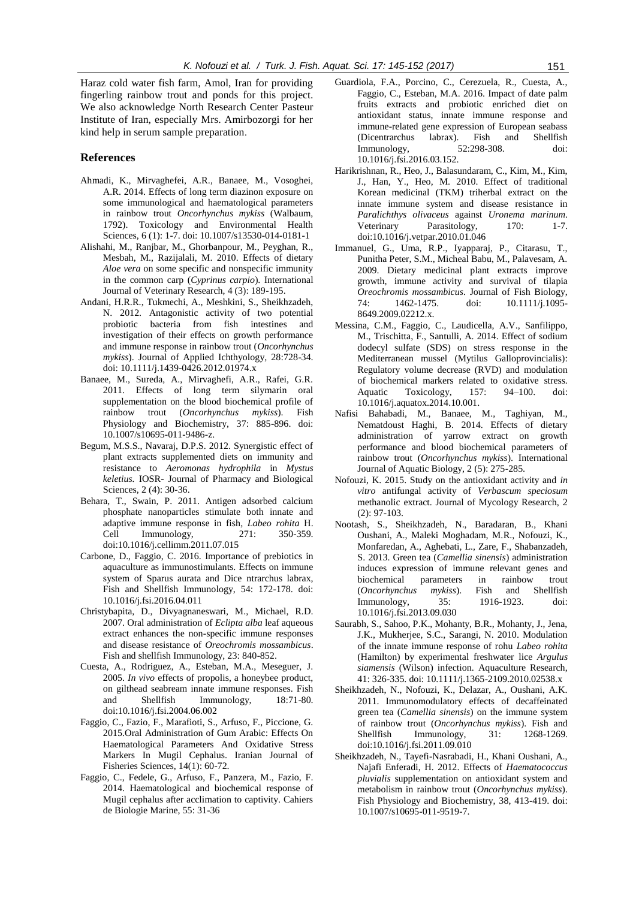Haraz cold water fish farm, Amol, Iran for providing fingerling rainbow trout and ponds for this project. We also acknowledge North Research Center Pasteur Institute of Iran, especially Mrs. Amirbozorgi for her kind help in serum sample preparation.

## References

Ahmadi, K., Mirvaghefei, A.R., Banaee, M., Vosoghei, A.R. 2014. Effects of long term diazinon exposure on some immunological and haematological parameters in rainbow trout *Oncorhynchus mykiss* (Walbaum, 1792). Toxicology and Environmental Health Sciences, 6 (1): 1-7. doi: 10.1007/s13530-014-0181-1

Alishahi, M., Ranjbar, M., Ghorbanpour, M., Peyghan, R., Mesbah, M., Razijalali, M. 2010. Effects of dietary *Aloe vera* on some specific and nonspecific immunity in the common carp (*Cyprinus carpio*). International Journal of Veterinary Research, 4 (3): 189-195.

Andani, H.R.R., Tukmechi, A., Meshkini, S., Sheikhzadeh, N. 2012. Antagonistic activity of two potential probiotic bacteria from fish intestines and investigation of their effects on growth performance and immune response in rainbow trout (*Oncorhynchus mykiss*). Journal of Applied Ichthyology, 28:728-34. doi: 10.1111/j.1439-0426.2012.01974.x

Banaee, M., Sureda, A., Mirvaghefi, A.R., Rafei, G.R. 2011. Effects of long term silymarin oral supplementation on the blood biochemical profile of rainbow trout (*Oncorhynchus mykiss*). Fish Physiology and Biochemistry, 37: 885-896. doi: 10.1007/s10695-011-9486-z.

Begum, M.S.S., Navaraj, D.P.S. 2012. Synergistic effect of plant extracts supplemented diets on immunity and resistance to *Aeromonas hydrophila* in *Mystus keletius.* IOSR- Journal of Pharmacy and Biological Sciences, 2 (4): 30-36.

Behara, T., Swain, P. 2011. Antigen adsorbed calcium phosphate nanoparticles stimulate both innate and adaptive immune response in fish, *Labeo rohita* H. Cell Immunology, 271: 350-359. doi:10.1016/j.cellimm.2011.07.015

Carbone, D., Faggio, C. 2016. Importance of prebiotics in aquaculture as immunostimulants. Effects on immune system of Sparus aurata and Dice ntrarchus labrax, Fish and Shellfish Immunology, 54: 172-178. doi: 10.1016/j.fsi.2016.04.011

Christybapita, D., Divyagnaneswari, M., Michael, R.D. 2007. Oral administration of *Eclipta alba* leaf aqueous extract enhances the non-specific immune responses and disease resistance of *Oreochromis mossambicus*. Fish and shellfish Immunology, 23: 840-852.

Cuesta, A., Rodriguez, A., Esteban, M.A., Meseguer, J. 2005. *In vivo* effects of propolis, a honeybee product, on gilthead seabream innate immune responses. Fish and Shellfish Immunology, 18:71-80. doi:10.1016/j.fsi.2004.06.002

Faggio, C., Fazio, F., Marafioti, S., Arfuso, F., Piccione, G. 2015.Oral Administration of Gum Arabic: Effects On Haematological Parameters And Oxidative Stress Markers In Mugil Cephalus. Iranian Journal of Fisheries Sciences, 14(1): 60-72.

Faggio, C., Fedele, G., Arfuso, F., Panzera, M., Fazio, F. 2014. Haematological and biochemical response of Mugil cephalus after acclimation to captivity. Cahiers de Biologie Marine, 55: 31-36

Guardiola, F.A., Porcino, C., Cerezuela, R., Cuesta, A., Faggio, C., Esteban, M.A. 2016. Impact of date palm fruits extracts and probiotic enriched diet on antioxidant status, innate immune response and immune-related gene expression of European seabass (Dicentrarchus labrax). Fish and Shellfish Immunology, 52:298-308. doi: 10.1016/j.fsi.2016.03.152.

Harikrishnan, R., Heo, J., Balasundaram, C., Kim, M., Kim, J., Han, Y., Heo, M. 2010. Effect of traditional Korean medicinal (TKM) triherbal extract on the innate immune system and disease resistance in *Paralichthys olivaceus* against *Uronema marinum*. Veterinary Parasitology, 170: 1-7. doi:10.1016/j.vetpar.2010.01.046

Immanuel, G., Uma, R.P., Iyapparaj, P., Citarasu, T., Punitha Peter, S.M., Micheal Babu, M., Palavesam, A. 2009. Dietary medicinal plant extracts improve growth, immune activity and survival of tilapia *Oreochromis mossambicus*. Journal of Fish Biology, 74: 1462-1475. doi: 10.1111/j.1095-8649.2009.02212.x.

Messina, C.M., Faggio, C., Laudicella, A.V., Sanfilippo, M., Trischitta, F., Santulli, A. 2014. Effect of sodium dodecyl sulfate (SDS) on stress response in the Mediterranean mussel (Mytilus Galloprovincialis): Regulatory volume decrease (RVD) and modulation of biochemical markers related to oxidative stress. Aquatic Toxicology, 157: 94–100. doi: 10.1016/j.aquatox.2014.10.001.

Nafisi Bahabadi, M., Banaee, M., Taghiyan, M., Nematdoust Haghi, B. 2014. Effects of dietary administration of yarrow extract on growth performance and blood biochemical parameters of rainbow trout (*Oncorhynchus mykiss*). International Journal of Aquatic Biology, 2 (5): 275-285.

Nofouzi, K. 2015. Study on the antioxidant activity and *in vitro* antifungal activity of *Verbascum speciosum* methanolic extract. Journal of Mycology Research, 2 (2): 97-103.

Nootash, S., Sheikhzadeh, N., Baradaran, B., Khani Oushani, A., Maleki Moghadam, M.R., Nofouzi, K., Monfaredan, A., Aghebati, L., Zare, F., Shabanzadeh, S. 2013. Green tea (*Camellia sinensis*) administration induces expression of immune relevant genes and biochemical parameters in rainbow trout (*Oncorhynchus mykiss*). Fish and Shellfish Immunology, 35: 1916-1923. doi: 10.1016/j.fsi.2013.09.030

Saurabh, S., Sahoo, P.K., Mohanty, B.R., Mohanty, J., Jena, J.K., Mukherjee, S.C., Sarangi, N. 2010. Modulation of the innate immune response of rohu *Labeo rohita* (Hamilton) by experimental freshwater lice *Argulus siamensis* (Wilson) infection. Aquaculture Research, 41: 326-335. doi: 10.1111/j.1365-2109.2010.02538.x

Sheikhzadeh, N., Nofouzi, K., Delazar, A., Oushani, A.K. 2011. Immunomodulatory effects of decaffeinated green tea (*Camellia sinensis*) on the immune system of rainbow trout (*Oncorhynchus mykiss*). Fish and Shellfish Immunology, 31: 1268-1269. doi:10.1016/j.fsi.2011.09.010

Sheikhzadeh, N., Tayefi-Nasrabadi, H., Khani Oushani, A., Najafi Enferadi, H. 2012. Effects of *Haematococcus pluvialis* supplementation on antioxidant system and metabolism in rainbow trout (*Oncorhynchus mykiss*). Fish Physiology and Biochemistry, 38, 413-419. doi: 10.1007/s10695-011-9519-7.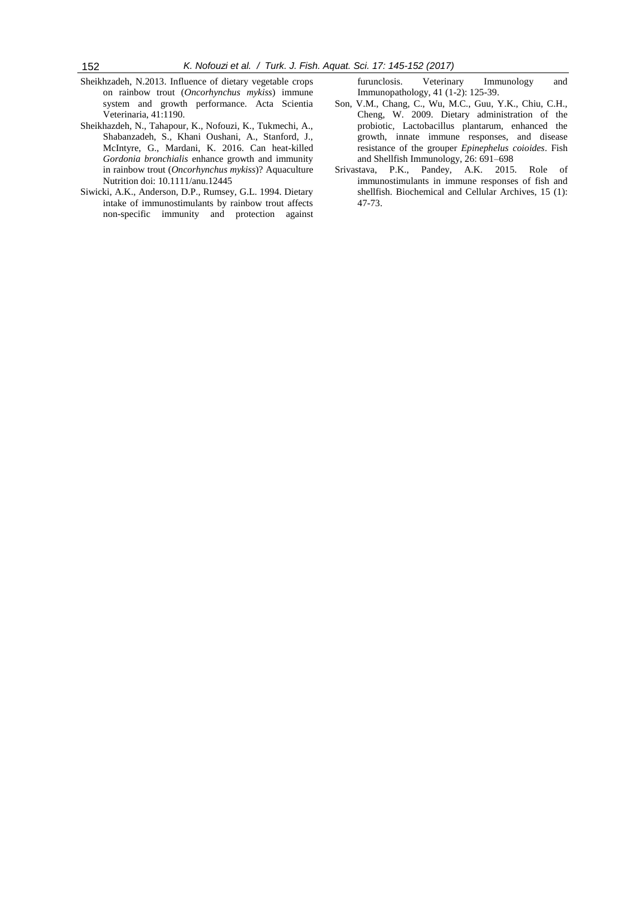Sheikhzadeh, N.2013. Influence of dietary vegetable crops on rainbow trout (*Oncorhynchus mykiss*) immune system and growth performance. Acta Scientia Veterinaria, 41:1190.

Sheikhazdeh, N., Tahapour, K., Nofouzi, K., Tukmechi, A., Shabanzadeh, S., Khani Oushani, A., Stanford, J., McIntyre, G., Mardani, K. 2016. Can heat-killed *Gordonia bronchialis* enhance growth and immunity in rainbow trout (*Oncorhynchus mykiss*)? Aquaculture Nutrition doi: 10.1111/anu.12445

Siwicki, A.K., Anderson, D.P., Rumsey, G.L. 1994. Dietary intake of immunostimulants by rainbow trout affects non-specific immunity and protection against furunclosis. Veterinary Immunology and Immunopathology, 41 (1-2): 125-39.

Son, V.M., Chang, C., Wu, M.C., Guu, Y.K., Chiu, C.H., Cheng, W. 2009. Dietary administration of the probiotic, Lactobacillus plantarum, enhanced the growth, innate immune responses, and disease resistance of the grouper *Epinephelus coioides*. Fish and Shellfish Immunology, 26: 691–698

Srivastava, P.K., Pandey, A.K. 2015. Role of immunostimulants in immune responses of fish and shellfish. Biochemical and Cellular Archives, 15 (1): 47-73.